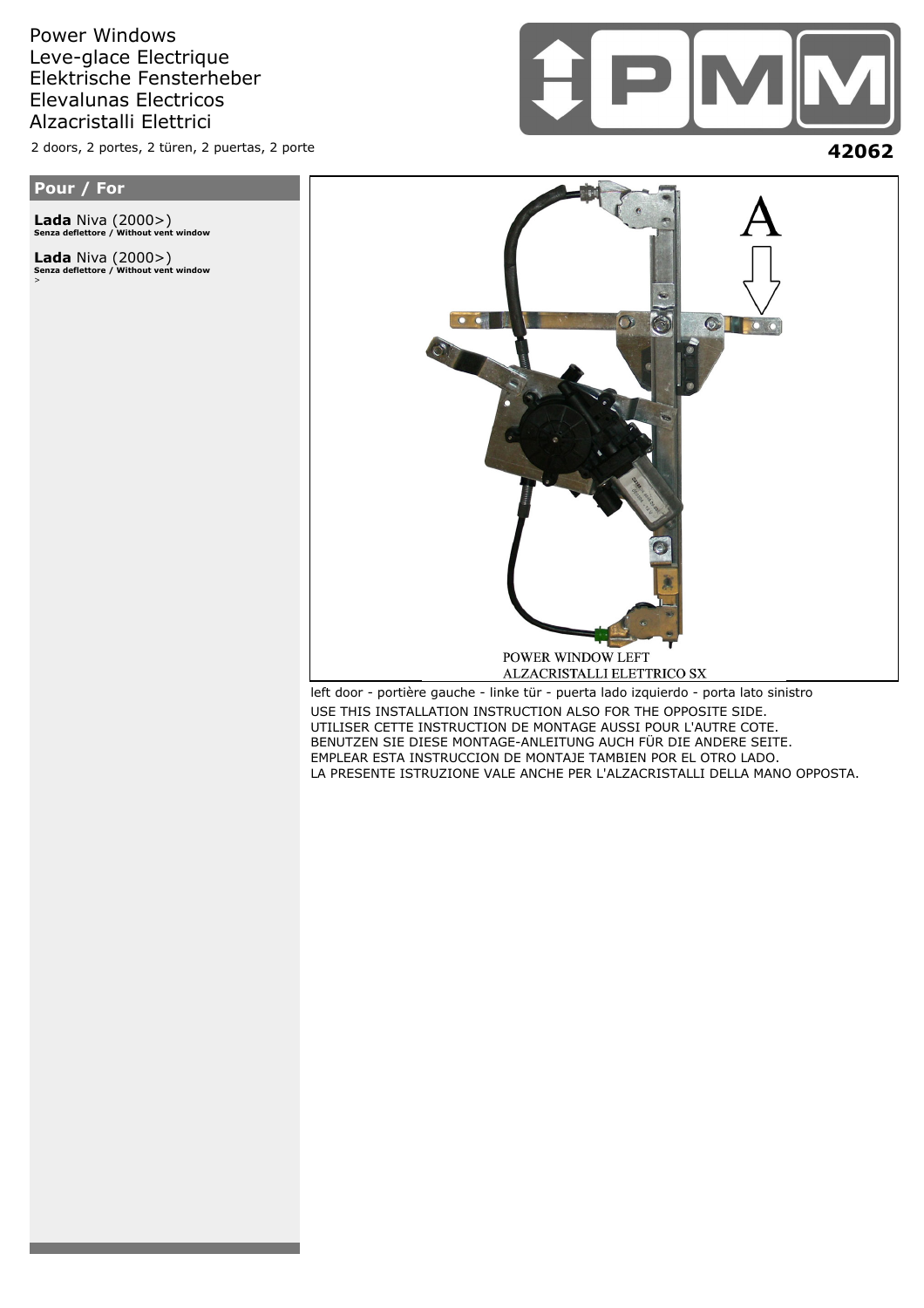Power Windows
Leve-glace Electrique
Elektrische Fensterheber
Elevalunas Electricos
Alzacristalli Elettrici

2 doors, 2 portes, 2 türen, 2 puertas, 2 porte

**42062**

## Pour / For

**Lada** Niva (2000>)
**Senza deflettore / Without vent window**

**Lada** Niva (2000>)
**Senza deflettore / Without vent window**
>

A

POWER WINDOW LEFT
ALZACRISTALLI ELETTRICO SX

left door - portière gauche - linke tür - puerta lado izquierdo - porta lato sinistro

USE THIS INSTALLATION INSTRUCTION ALSO FOR THE OPPOSITE SIDE.
UTILISER CETTE INSTRUCTION DE MONTAGE AUSSI POUR L'AUTRE COTE.
BENUTZEN SIE DIESE MONTAGE-ANLEITUNG AUCH FÜR DIE ANDERE SEITE.
EMPLEAR ESTA INSTRUCCION DE MONTAJE TAMBIEN POR EL OTRO LADO.
LA PRESENTE ISTRUZIONE VALE ANCHE PER L'ALZACRISTALLI DELLA MANO OPPOSTA.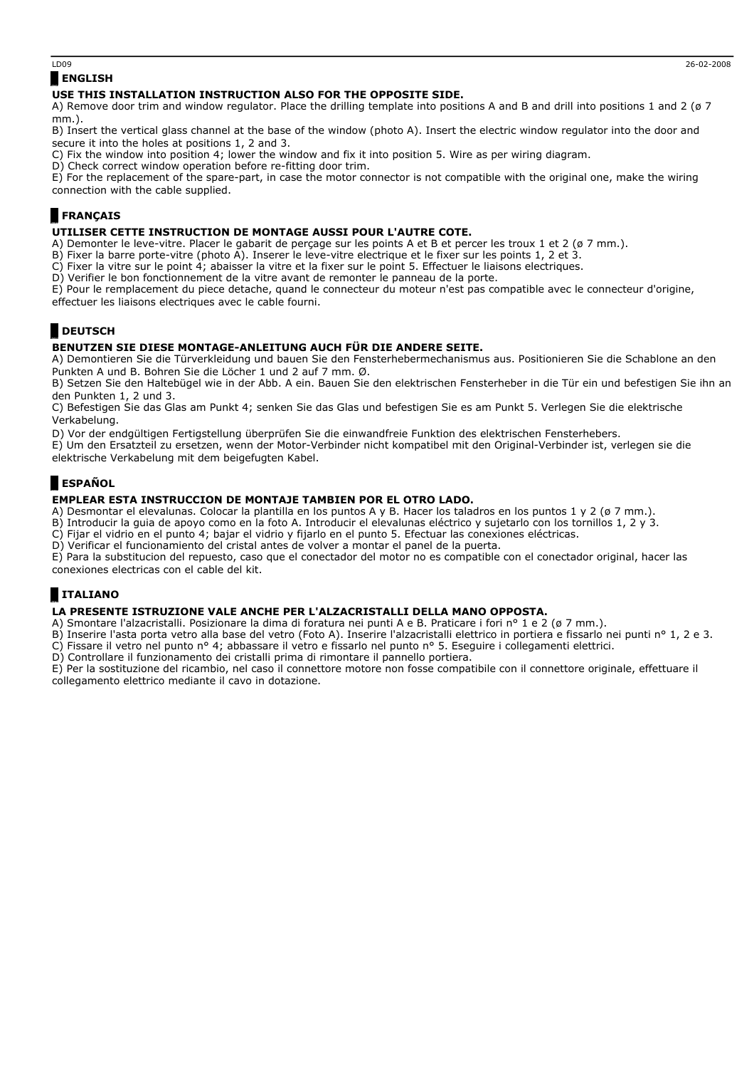## ENGLISH

**USE THIS INSTALLATION INSTRUCTION ALSO FOR THE OPPOSITE SIDE.**

A) Remove door trim and window regulator. Place the drilling template into positions A and B and drill into positions 1 and 2 (ø 7 mm.).
B) Insert the vertical glass channel at the base of the window (photo A). Insert the electric window regulator into the door and secure it into the holes at positions 1, 2 and 3.
C) Fix the window into position 4; lower the window and fix it into position 5. Wire as per wiring diagram.
D) Check correct window operation before re-fitting door trim.
E) For the replacement of the spare-part, in case the motor connector is not compatible with the original one, make the wiring connection with the cable supplied.

## FRANÇAIS

**UTILISER CETTE INSTRUCTION DE MONTAGE AUSSI POUR L'AUTRE COTE.**

A) Demonter le leve-vitre. Placer le gabarit de perçage sur les points A et B et percer les troux 1 et 2 (ø 7 mm.).
B) Fixer la barre porte-vitre (photo A). Inserer le leve-vitre electrique et le fixer sur les points 1, 2 et 3.
C) Fixer la vitre sur le point 4; abaisser la vitre et la fixer sur le point 5. Effectuer le liaisons electriques.
D) Verifier le bon fonctionnement de la vitre avant de remonter le panneau de la porte.
E) Pour le remplacement du piece detache, quand le connecteur du moteur n'est pas compatible avec le connecteur d'origine, effectuer les liaisons electriques avec le cable fourni.

## DEUTSCH

**BENUTZEN SIE DIESE MONTAGE-ANLEITUNG AUCH FÜR DIE ANDERE SEITE.**

A) Demontieren Sie die Türverkleidung und bauen Sie den Fensterhebermechanismus aus. Positionieren Sie die Schablone an den Punkten A und B. Bohren Sie die Löcher 1 und 2 auf 7 mm. Ø.
B) Setzen Sie den Haltebügel wie in der Abb. A ein. Bauen Sie den elektrischen Fensterheber in die Tür ein und befestigen Sie ihn an den Punkten 1, 2 und 3.
C) Befestigen Sie das Glas am Punkt 4; senken Sie das Glas und befestigen Sie es am Punkt 5. Verlegen Sie die elektrische Verkabelung.
D) Vor der endgültigen Fertigstellung überprüfen Sie die einwandfreie Funktion des elektrischen Fensterhebers.
E) Um den Ersatzteil zu ersetzen, wenn der Motor-Verbinder nicht kompatibel mit den Original-Verbinder ist, verlegen sie die elektrische Verkabelung mit dem beigefugten Kabel.

## ESPAÑOL

**EMPLEAR ESTA INSTRUCCION DE MONTAJE TAMBIEN POR EL OTRO LADO.**

A) Desmontar el elevalunas. Colocar la plantilla en los puntos A y B. Hacer los taladros en los puntos 1 y 2 (ø 7 mm.).
B) Introducir la guia de apoyo como en la foto A. Introducir el elevalunas eléctrico y sujetarlo con los tornillos 1, 2 y 3.
C) Fijar el vidrio en el punto 4; bajar el vidrio y fijarlo en el punto 5. Efectuar las conexiones eléctricas.
D) Verificar el funcionamiento del cristal antes de volver a montar el panel de la puerta.
E) Para la substitucion del repuesto, caso que el conectador del motor no es compatible con el conectador original, hacer las conexiones electricas con el cable del kit.

## ITALIANO

**LA PRESENTE ISTRUZIONE VALE ANCHE PER L'ALZACRISTALLI DELLA MANO OPPOSTA.**

A) Smontare l'alzacristalli. Posizionare la dima di foratura nei punti A e B. Praticare i fori n° 1 e 2 (ø 7 mm.).
B) Inserire l'asta porta vetro alla base del vetro (Foto A). Inserire l'alzacristalli elettrico in portiera e fissarlo nei punti n° 1, 2 e 3.
C) Fissare il vetro nel punto n° 4; abbassare il vetro e fissarlo nel punto n° 5. Eseguire i collegamenti elettrici.
D) Controllare il funzionamento dei cristalli prima di rimontare il pannello portiera.
E) Per la sostituzione del ricambio, nel caso il connettore motore non fosse compatibile con il connettore originale, effettuare il collegamento elettrico mediante il cavo in dotazione.